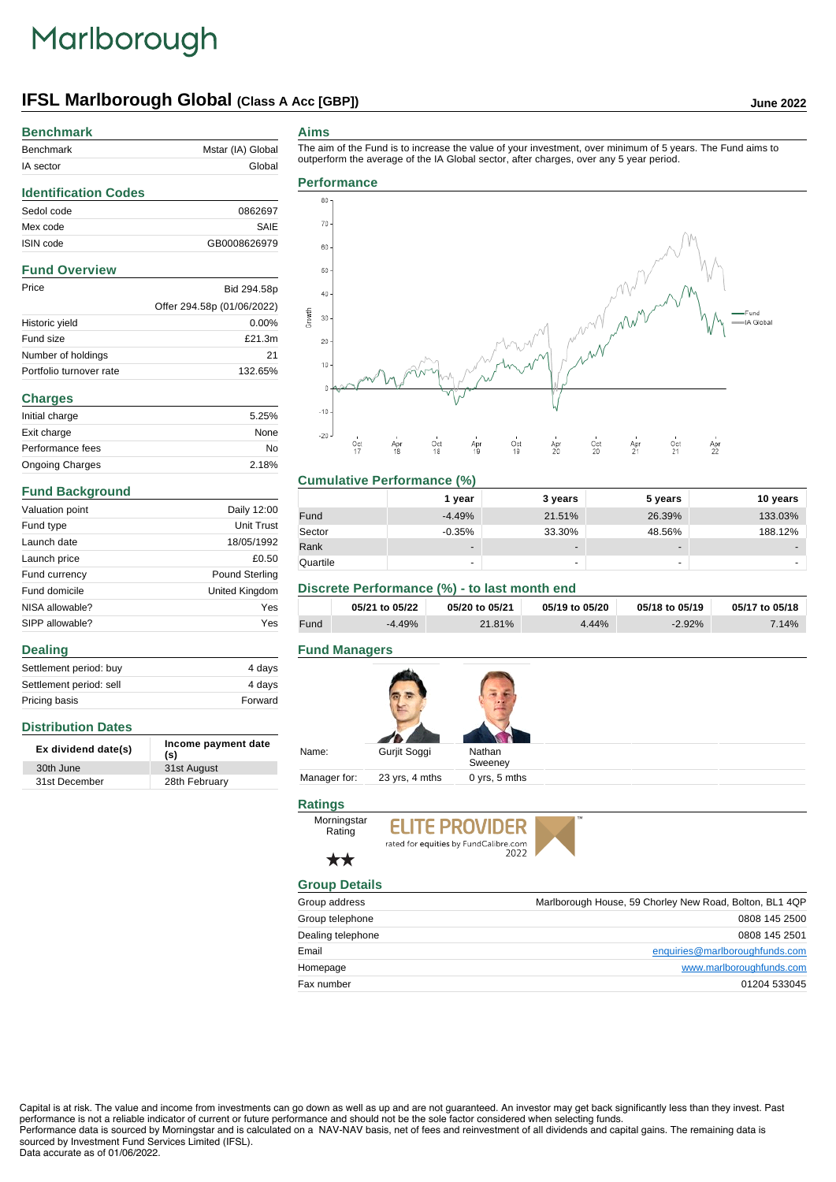Marlborough

# IFSL Marlborough Global (Class A Acc [GBP])

June 2022

## Benchmark

| | |
|---|---|
| Benchmark | Mstar (IA) Global |
| IA sector | Global |

## Identification Codes

| | |
|---|---|
| Sedol code | 0862697 |
| Mex code | SAIE |
| ISIN code | GB0008626979 |

## Fund Overview

| | |
|---|---|
| Price | Bid 294.58p |
| | Offer 294.58p (01/06/2022) |
| Historic yield | 0.00% |
| Fund size | £21.3m |
| Number of holdings | 21 |
| Portfolio turnover rate | 132.65% |

## Charges

| | |
|---|---|
| Initial charge | 5.25% |
| Exit charge | None |
| Performance fees | No |
| Ongoing Charges | 2.18% |

## Fund Background

| | |
|---|---|
| Valuation point | Daily 12:00 |
| Fund type | Unit Trust |
| Launch date | 18/05/1992 |
| Launch price | £0.50 |
| Fund currency | Pound Sterling |
| Fund domicile | United Kingdom |
| NISA allowable? | Yes |
| SIPP allowable? | Yes |

## Dealing

| | |
|---|---|
| Settlement period: buy | 4 days |
| Settlement period: sell | 4 days |
| Pricing basis | Forward |

## Distribution Dates

| Ex dividend date(s) | Income payment date (s) |
|---|---|
| 30th June | 31st August |
| 31st December | 28th February |

## Aims

The aim of the Fund is to increase the value of your investment, over minimum of 5 years. The Fund aims to outperform the average of the IA Global sector, after charges, over any 5 year period.

## Performance

## Cumulative Performance (%)

| | 1 year | 3 years | 5 years | 10 years |
|---|---|---|---|---|
| Fund | -4.49% | 21.51% | 26.39% | 133.03% |
| Sector | -0.35% | 33.30% | 48.56% | 188.12% |
| Rank | - | - | - | - |
| Quartile | - | - | - | - |

## Discrete Performance (%) - to last month end

| | 05/21 to 05/22 | 05/20 to 05/21 | 05/19 to 05/20 | 05/18 to 05/19 | 05/17 to 05/18 |
|---|---|---|---|---|---|
| Fund | -4.49% | 21.81% | 4.44% | -2.92% | 7.14% |

## Fund Managers

| | | |
|---|---|---|
| Name: | Gurjit Soggi | Nathan Sweeney |
| Manager for: | 23 yrs, 4 mths | 0 yrs, 5 mths |

## Ratings

Morningstar Rating ★★

ELITE PROVIDER rated for equities by FundCalibre.com 2022

## Group Details

| | |
|---|---|
| Group address | Marlborough House, 59 Chorley New Road, Bolton, BL1 4QP |
| Group telephone | 0808 145 2500 |
| Dealing telephone | 0808 145 2501 |
| Email | enquiries@marlboroughfunds.com |
| Homepage | www.marlboroughfunds.com |
| Fax number | 01204 533045 |

Capital is at risk. The value and income from investments can go down as well as up and are not guaranteed. An investor may get back significantly less than they invest. Past performance is not a reliable indicator of current or future performance and should not be the sole factor considered when selecting funds.
Performance data is sourced by Morningstar and is calculated on a NAV-NAV basis, net of fees and reinvestment of all dividends and capital gains. The remaining data is sourced by Investment Fund Services Limited (IFSL).
Data accurate as of 01/06/2022.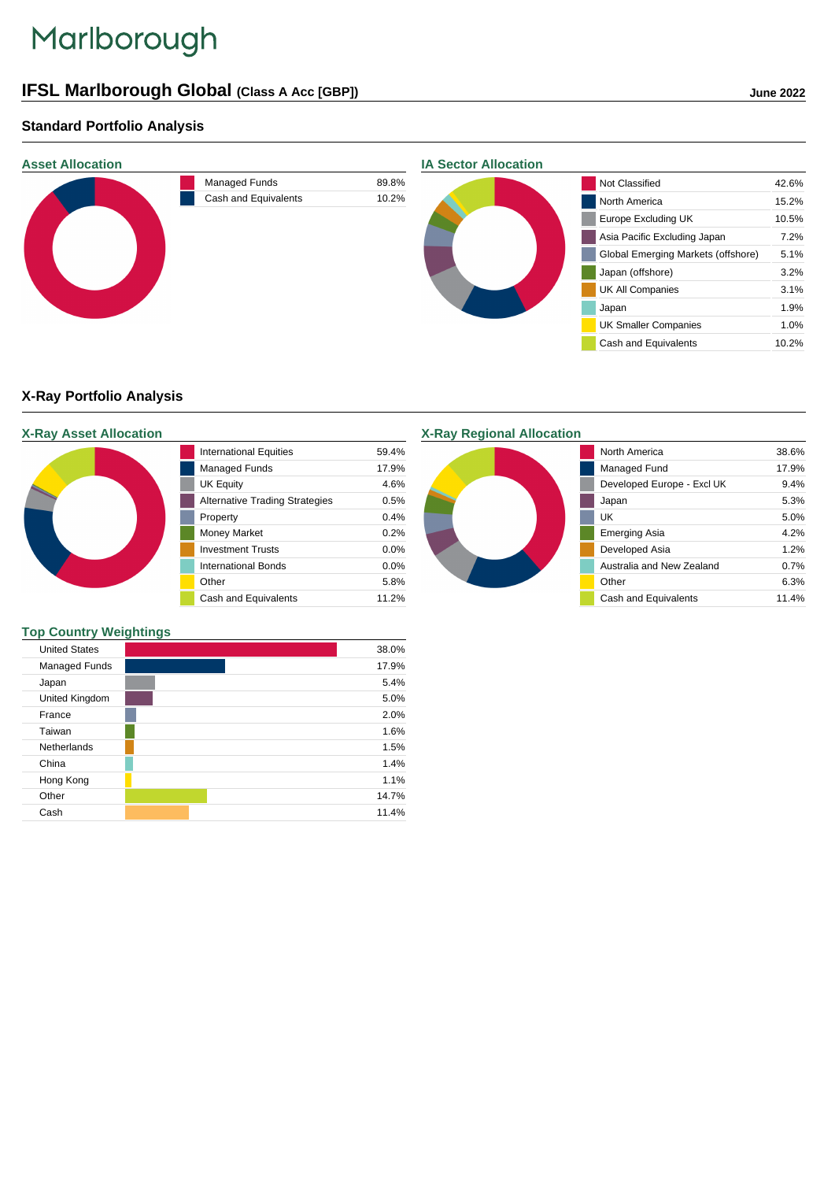Marlborough

# IFSL Marlborough Global (Class A Acc [GBP])

June 2022

## Standard Portfolio Analysis

### Asset Allocation

| | |
|---|---|
| Managed Funds | 89.8% |
| Cash and Equivalents | 10.2% |

### IA Sector Allocation

| | |
|---|---|
| Not Classified | 42.6% |
| North America | 15.2% |
| Europe Excluding UK | 10.5% |
| Asia Pacific Excluding Japan | 7.2% |
| Global Emerging Markets (offshore) | 5.1% |
| Japan (offshore) | 3.2% |
| UK All Companies | 3.1% |
| Japan | 1.9% |
| UK Smaller Companies | 1.0% |
| Cash and Equivalents | 10.2% |

## X-Ray Portfolio Analysis

### X-Ray Asset Allocation

| | |
|---|---|
| International Equities | 59.4% |
| Managed Funds | 17.9% |
| UK Equity | 4.6% |
| Alternative Trading Strategies | 0.5% |
| Property | 0.4% |
| Money Market | 0.2% |
| Investment Trusts | 0.0% |
| International Bonds | 0.0% |
| Other | 5.8% |
| Cash and Equivalents | 11.2% |

### X-Ray Regional Allocation

| | |
|---|---|
| North America | 38.6% |
| Managed Fund | 17.9% |
| Developed Europe - Excl UK | 9.4% |
| Japan | 5.3% |
| UK | 5.0% |
| Emerging Asia | 4.2% |
| Developed Asia | 1.2% |
| Australia and New Zealand | 0.7% |
| Other | 6.3% |
| Cash and Equivalents | 11.4% |

### Top Country Weightings

| | |
|---|---|
| United States | 38.0% |
| Managed Funds | 17.9% |
| Japan | 5.4% |
| United Kingdom | 5.0% |
| France | 2.0% |
| Taiwan | 1.6% |
| Netherlands | 1.5% |
| China | 1.4% |
| Hong Kong | 1.1% |
| Other | 14.7% |
| Cash | 11.4% |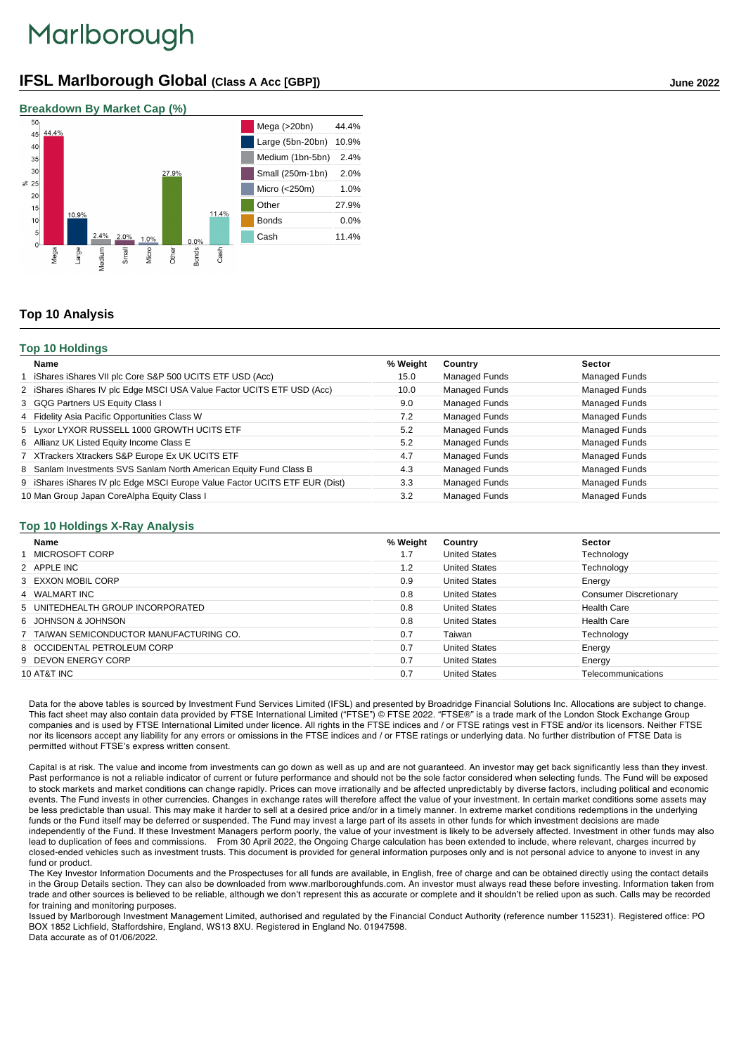Marlborough

# IFSL Marlborough Global (Class A Acc [GBP])

June 2022

## Breakdown By Market Cap (%)

50
45
40
35
30
% 25
20
15
10
5
0

44.4%
10.9%
2.4%
2.0%
1.0%
27.9%
0.0%
11.4%

Mega
Large
Medium
Small
Micro
Other
Bonds
Cash

Mega (>20bn) 44.4%
Large (5bn-20bn) 10.9%
Medium (1bn-5bn) 2.4%
Small (250m-1bn) 2.0%
Micro (<250m) 1.0%
Other 27.9%
Bonds 0.0%
Cash 11.4%

## Top 10 Analysis

### Top 10 Holdings

| | Name | % Weight | Country | Sector |
|---|---|---|---|---|
| 1 | iShares iShares VII plc Core S&P 500 UCITS ETF USD (Acc) | 15.0 | Managed Funds | Managed Funds |
| 2 | iShares iShares IV plc Edge MSCI USA Value Factor UCITS ETF USD (Acc) | 10.0 | Managed Funds | Managed Funds |
| 3 | GQG Partners US Equity Class I | 9.0 | Managed Funds | Managed Funds |
| 4 | Fidelity Asia Pacific Opportunities Class W | 7.2 | Managed Funds | Managed Funds |
| 5 | Lyxor LYXOR RUSSELL 1000 GROWTH UCITS ETF | 5.2 | Managed Funds | Managed Funds |
| 6 | Allianz UK Listed Equity Income Class E | 5.2 | Managed Funds | Managed Funds |
| 7 | XTrackers Xtrackers S&P Europe Ex UK UCITS ETF | 4.7 | Managed Funds | Managed Funds |
| 8 | Sanlam Investments SVS Sanlam North American Equity Fund Class B | 4.3 | Managed Funds | Managed Funds |
| 9 | iShares iShares IV plc Edge MSCI Europe Value Factor UCITS ETF EUR (Dist) | 3.3 | Managed Funds | Managed Funds |
| 10 | Man Group Japan CoreAlpha Equity Class I | 3.2 | Managed Funds | Managed Funds |

### Top 10 Holdings X-Ray Analysis

| | Name | % Weight | Country | Sector |
|---|---|---|---|---|
| 1 | MICROSOFT CORP | 1.7 | United States | Technology |
| 2 | APPLE INC | 1.2 | United States | Technology |
| 3 | EXXON MOBIL CORP | 0.9 | United States | Energy |
| 4 | WALMART INC | 0.8 | United States | Consumer Discretionary |
| 5 | UNITEDHEALTH GROUP INCORPORATED | 0.8 | United States | Health Care |
| 6 | JOHNSON & JOHNSON | 0.8 | United States | Health Care |
| 7 | TAIWAN SEMICONDUCTOR MANUFACTURING CO. | 0.7 | Taiwan | Technology |
| 8 | OCCIDENTAL PETROLEUM CORP | 0.7 | United States | Energy |
| 9 | DEVON ENERGY CORP | 0.7 | United States | Energy |
| 10 | AT&T INC | 0.7 | United States | Telecommunications |

Data for the above tables is sourced by Investment Fund Services Limited (IFSL) and presented by Broadridge Financial Solutions Inc. Allocations are subject to change. This fact sheet may also contain data provided by FTSE International Limited ("FTSE") © FTSE 2022. "FTSE®" is a trade mark of the London Stock Exchange Group companies and is used by FTSE International Limited under licence. All rights in the FTSE indices and / or FTSE ratings vest in FTSE and/or its licensors. Neither FTSE nor its licensors accept any liability for any errors or omissions in the FTSE indices and / or FTSE ratings or underlying data. No further distribution of FTSE Data is permitted without FTSE's express written consent.

Capital is at risk. The value and income from investments can go down as well as up and are not guaranteed. An investor may get back significantly less than they invest. Past performance is not a reliable indicator of current or future performance and should not be the sole factor considered when selecting funds. The Fund will be exposed to stock markets and market conditions can change rapidly. Prices can move irrationally and be affected unpredictably by diverse factors, including political and economic events. The Fund invests in other currencies. Changes in exchange rates will therefore affect the value of your investment. In certain market conditions some assets may be less predictable than usual. This may make it harder to sell at a desired price and/or in a timely manner. In extreme market conditions redemptions in the underlying funds or the Fund itself may be deferred or suspended. The Fund may invest a large part of its assets in other funds for which investment decisions are made independently of the Fund. If these Investment Managers perform poorly, the value of your investment is likely to be adversely affected. Investment in other funds may also lead to duplication of fees and commissions. From 30 April 2022, the Ongoing Charge calculation has been extended to include, where relevant, charges incurred by closed-ended vehicles such as investment trusts. This document is provided for general information purposes only and is not personal advice to anyone to invest in any fund or product.

The Key Investor Information Documents and the Prospectuses for all funds are available, in English, free of charge and can be obtained directly using the contact details in the Group Details section. They can also be downloaded from www.marlboroughfunds.com. An investor must always read these before investing. Information taken from trade and other sources is believed to be reliable, although we don't represent this as accurate or complete and it shouldn't be relied upon as such. Calls may be recorded for training and monitoring purposes.

Issued by Marlborough Investment Management Limited, authorised and regulated by the Financial Conduct Authority (reference number 115231). Registered office: PO BOX 1852 Lichfield, Staffordshire, England, WS13 8XU. Registered in England No. 01947598.

Data accurate as of 01/06/2022.